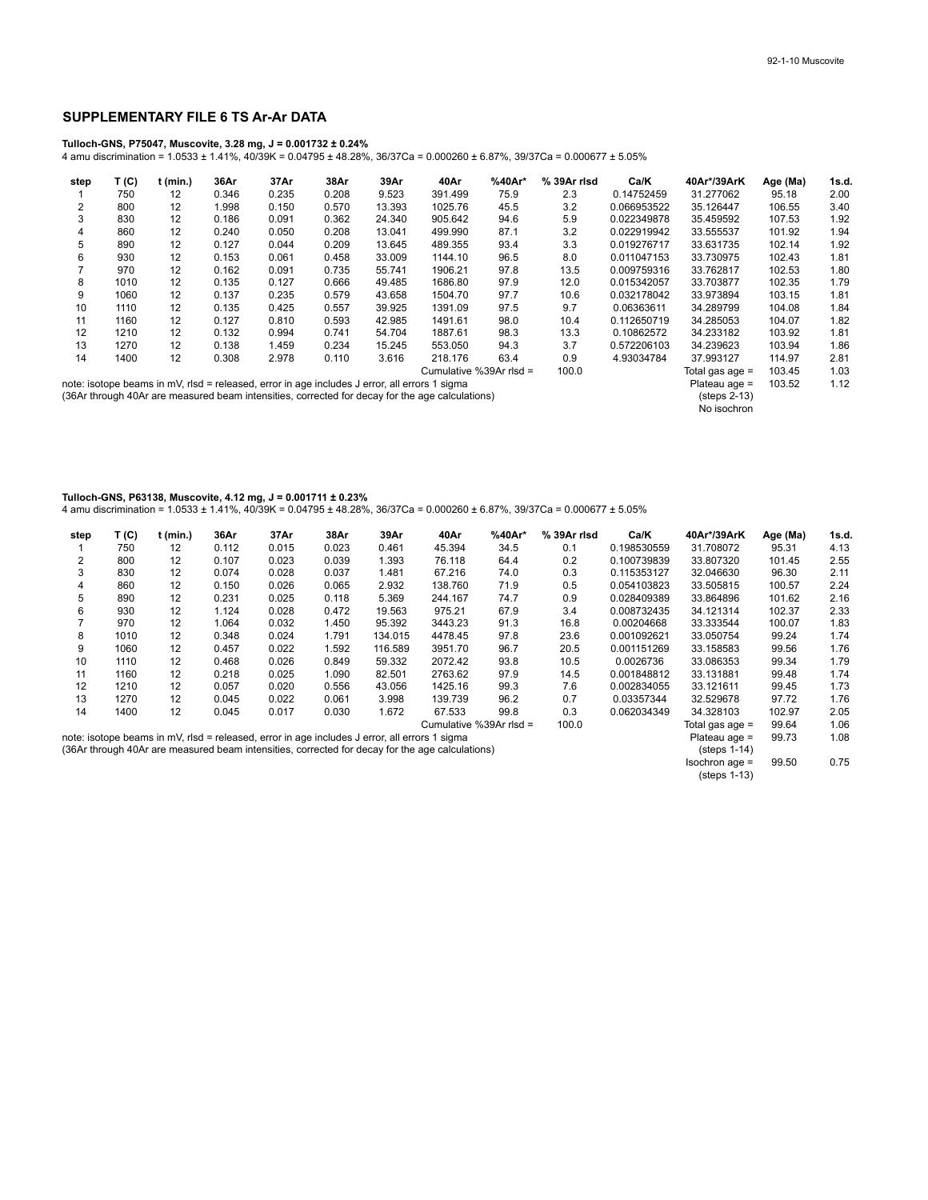## SUPPLEMENTARY FILE 6 TS Ar-Ar DATA

**Tulloch-GNS, P75047, Muscovite, 3.28 mg, J = 0.001732 ± 0.24%**

4 amu discrimination = 1.0533 ± 1.41%, 40/39K = 0.04795 ± 48.28%, 36/37Ca = 0.000260 ± 6.87%, 39/37Ca = 0.000677 ± 5.05%

| step | T (C) | t (min.) | 36Ar | 37Ar | 38Ar | 39Ar | 40Ar | %40Ar* | % 39Ar rlsd | Ca/K | 40Ar*/39ArK | Age (Ma) | 1s.d. |
|---|---|---|---|---|---|---|---|---|---|---|---|---|---|
| 1 | 750 | 12 | 0.346 | 0.235 | 0.208 | 9.523 | 391.499 | 75.9 | 2.3 | 0.14752459 | 31.277062 | 95.18 | 2.00 |
| 2 | 800 | 12 | 1.998 | 0.150 | 0.570 | 13.393 | 1025.76 | 45.5 | 3.2 | 0.066953522 | 35.126447 | 106.55 | 3.40 |
| 3 | 830 | 12 | 0.186 | 0.091 | 0.362 | 24.340 | 905.642 | 94.6 | 5.9 | 0.022349878 | 35.459592 | 107.53 | 1.92 |
| 4 | 860 | 12 | 0.240 | 0.050 | 0.208 | 13.041 | 499.990 | 87.1 | 3.2 | 0.022919942 | 33.555537 | 101.92 | 1.94 |
| 5 | 890 | 12 | 0.127 | 0.044 | 0.209 | 13.645 | 489.355 | 93.4 | 3.3 | 0.019276717 | 33.631735 | 102.14 | 1.92 |
| 6 | 930 | 12 | 0.153 | 0.061 | 0.458 | 33.009 | 1144.10 | 96.5 | 8.0 | 0.011047153 | 33.730975 | 102.43 | 1.81 |
| 7 | 970 | 12 | 0.162 | 0.091 | 0.735 | 55.741 | 1906.21 | 97.8 | 13.5 | 0.009759316 | 33.762817 | 102.53 | 1.80 |
| 8 | 1010 | 12 | 0.135 | 0.127 | 0.666 | 49.485 | 1686.80 | 97.9 | 12.0 | 0.015342057 | 33.703877 | 102.35 | 1.79 |
| 9 | 1060 | 12 | 0.137 | 0.235 | 0.579 | 43.658 | 1504.70 | 97.7 | 10.6 | 0.032178042 | 33.973894 | 103.15 | 1.81 |
| 10 | 1110 | 12 | 0.135 | 0.425 | 0.557 | 39.925 | 1391.09 | 97.5 | 9.7 | 0.06363611 | 34.289799 | 104.08 | 1.84 |
| 11 | 1160 | 12 | 0.127 | 0.810 | 0.593 | 42.985 | 1491.61 | 98.0 | 10.4 | 0.112650719 | 34.285053 | 104.07 | 1.82 |
| 12 | 1210 | 12 | 0.132 | 0.994 | 0.741 | 54.704 | 1887.61 | 98.3 | 13.3 | 0.10862572 | 34.233182 | 103.92 | 1.81 |
| 13 | 1270 | 12 | 0.138 | 1.459 | 0.234 | 15.245 | 553.050 | 94.3 | 3.7 | 0.572206103 | 34.239623 | 103.94 | 1.86 |
| 14 | 1400 | 12 | 0.308 | 2.978 | 0.110 | 3.616 | 218.176 | 63.4 | 0.9 | 4.93034784 | 37.993127 | 114.97 | 2.81 |
| | | | | | | | Cumulative %39Ar rlsd = | | 100.0 | | Total gas age = | 103.45 | 1.03 |
| | | | | | | | | | | | Plateau age = | 103.52 | 1.12 |
| | | | | | | | | | | | (steps 2-13) | | |
| | | | | | | | | | | | No isochron | | |

note: isotope beams in mV, rlsd = released, error in age includes J error, all errors 1 sigma
(36Ar through 40Ar are measured beam intensities, corrected for decay for the age calculations)

**Tulloch-GNS, P63138, Muscovite, 4.12 mg, J = 0.001711 ± 0.23%**

4 amu discrimination = 1.0533 ± 1.41%, 40/39K = 0.04795 ± 48.28%, 36/37Ca = 0.000260 ± 6.87%, 39/37Ca = 0.000677 ± 5.05%

| step | T (C) | t (min.) | 36Ar | 37Ar | 38Ar | 39Ar | 40Ar | %40Ar* | % 39Ar rlsd | Ca/K | 40Ar*/39ArK | Age (Ma) | 1s.d. |
|---|---|---|---|---|---|---|---|---|---|---|---|---|---|
| 1 | 750 | 12 | 0.112 | 0.015 | 0.023 | 0.461 | 45.394 | 34.5 | 0.1 | 0.198530559 | 31.708072 | 95.31 | 4.13 |
| 2 | 800 | 12 | 0.107 | 0.023 | 0.039 | 1.393 | 76.118 | 64.4 | 0.2 | 0.100739839 | 33.807320 | 101.45 | 2.55 |
| 3 | 830 | 12 | 0.074 | 0.028 | 0.037 | 1.481 | 67.216 | 74.0 | 0.3 | 0.115353127 | 32.046630 | 96.30 | 2.11 |
| 4 | 860 | 12 | 0.150 | 0.026 | 0.065 | 2.932 | 138.760 | 71.9 | 0.5 | 0.054103823 | 33.505815 | 100.57 | 2.24 |
| 5 | 890 | 12 | 0.231 | 0.025 | 0.118 | 5.369 | 244.167 | 74.7 | 0.9 | 0.028409389 | 33.864896 | 101.62 | 2.16 |
| 6 | 930 | 12 | 1.124 | 0.028 | 0.472 | 19.563 | 975.21 | 67.9 | 3.4 | 0.008732435 | 34.121314 | 102.37 | 2.33 |
| 7 | 970 | 12 | 1.064 | 0.032 | 1.450 | 95.392 | 3443.23 | 91.3 | 16.8 | 0.00204668 | 33.333544 | 100.07 | 1.83 |
| 8 | 1010 | 12 | 0.348 | 0.024 | 1.791 | 134.015 | 4478.45 | 97.8 | 23.6 | 0.001092621 | 33.050754 | 99.24 | 1.74 |
| 9 | 1060 | 12 | 0.457 | 0.022 | 1.592 | 116.589 | 3951.70 | 96.7 | 20.5 | 0.001151269 | 33.158583 | 99.56 | 1.76 |
| 10 | 1110 | 12 | 0.468 | 0.026 | 0.849 | 59.332 | 2072.42 | 93.8 | 10.5 | 0.0026736 | 33.086353 | 99.34 | 1.79 |
| 11 | 1160 | 12 | 0.218 | 0.025 | 1.090 | 82.501 | 2763.62 | 97.9 | 14.5 | 0.001848812 | 33.131881 | 99.48 | 1.74 |
| 12 | 1210 | 12 | 0.057 | 0.020 | 0.556 | 43.056 | 1425.16 | 99.3 | 7.6 | 0.002834055 | 33.121611 | 99.45 | 1.73 |
| 13 | 1270 | 12 | 0.045 | 0.022 | 0.061 | 3.998 | 139.739 | 96.2 | 0.7 | 0.03357344 | 32.529678 | 97.72 | 1.76 |
| 14 | 1400 | 12 | 0.045 | 0.017 | 0.030 | 1.672 | 67.533 | 99.8 | 0.3 | 0.062034349 | 34.328103 | 102.97 | 2.05 |
| | | | | | | | Cumulative %39Ar rlsd = | | 100.0 | | Total gas age = | 99.64 | 1.06 |
| | | | | | | | | | | | Plateau age = | 99.73 | 1.08 |
| | | | | | | | | | | | (steps 1-14) | | |
| | | | | | | | | | | | Isochron age = | 99.50 | 0.75 |
| | | | | | | | | | | | (steps 1-13) | | |

note: isotope beams in mV, rlsd = released, error in age includes J error, all errors 1 sigma
(36Ar through 40Ar are measured beam intensities, corrected for decay for the age calculations)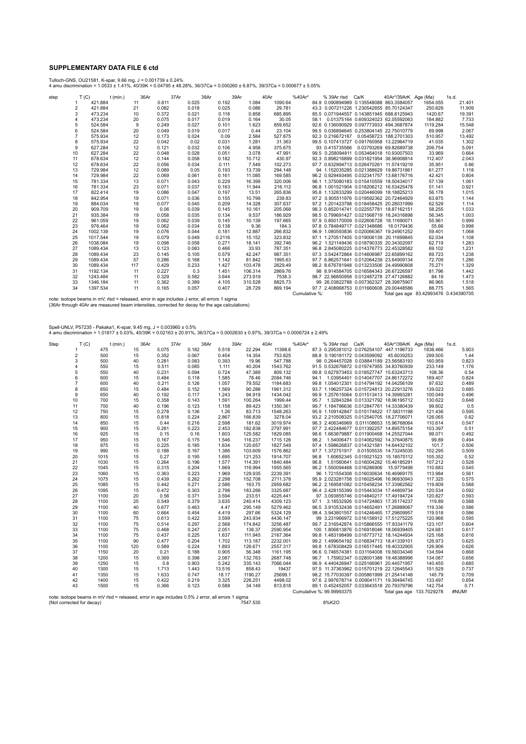## SUPPLEMENTARY DATA FILE 6 ctd

Tulloch-GNS, OU21581, K-spar, 9.66 mg, J = 0.001739 ± 0.24%
4 amu discrimination = 1.0553 ± 1.41%, 40/39K = 0.04795 ± 48.28%, 36/37Ca = 0.000260 ± 6.87%, 39/37Ca = 0.000677 ± 5.05%

| step | T (C) | t (min.) | 36Ar | 37Ar | 38Ar | 39Ar | 40Ar | %40Ar* | % 39Ar rlsd | Ca/K | 40Ar*/39ArK | Age (Ma) | 1s.d. |
|---|---|---|---|---|---|---|---|---|---|---|---|---|---|
| 1 | 421.884 | 11 | 0.611 | 0.025 | 0.192 | 1.084 | 1090.64 | 84.9 | 0.090894989 | 0.135548088 | 863.3584057 | 1654.055 | 21.401 |
| 2 | 421.884 | 21 | 0.082 | 0.018 | 0.025 | 0.086 | 29.781 | 43.3 | 0.007211226 | 1.230542655 | 85.70124347 | 250.626 | 11.909 |
| 3 | 473.234 | 10 | 0.372 | 0.021 | 0.118 | 0.858 | 685.895 | 85.5 | 0.071944557 | 0.143851945 | 688.8125943 | 1420.67 | 19.391 |
| 4 | 473.234 | 20 | 0.075 | 0.017 | 0.019 | 0.164 | 30.05 | 58.1 | 0.01375164 | 0.609324023 | 62.05592063 | 184.882 | 7.733 |
| 5 | 524.584 | 9 | 0.249 | 0.027 | 0.101 | 1.623 | 859.652 | 92.6 | 0.136090929 | 0.097773933 | 494.3687874 | 1119.284 | 15.548 |
| 6 | 524.584 | 20 | 0.049 | 0.019 | 0.017 | 0.44 | 23.104 | 99.5 | 0.036894645 | 0.253804145 | 22.75010779 | 69.998 | 2.067 |
| 7 | 575.934 | 12 | 0.173 | 0.024 | 0.09 | 2.584 | 527.875 | 92.3 | 0.216672187 | 0.05458723 | 188.2701303 | 510.957 | 13.492 |
| 8 | 575.934 | 22 | 0.042 | 0.02 | 0.031 | 1.281 | 31.363 | 99.5 | 0.107413727 | 0.091760958 | 13.22964719 | 41.035 | 1.302 |
| 9 | 627.284 | 12 | 0.121 | 0.032 | 0.106 | 4.958 | 375.675 | 93 | 0.415735566 | 0.03793269 | 69.82689738 | 206.754 | 5.091 |
| 10 | 627.284 | 22 | 0.048 | 0.028 | 0.051 | 3.078 | 47.991 | 99.5 | 0.258094811 | 0.053464018 | 10.93007503 | 33.969 | 0.664 |
| 11 | 678.634 | 12 | 0.144 | 0.058 | 0.182 | 10.712 | 430.97 | 92.3 | 0.898216899 | 0.031821954 | 36.96908814 | 112.407 | 2.043 |
| 12 | 678.634 | 22 | 0.056 | 0.034 | 0.111 | 7.549 | 102.273 | 97.7 | 0.632994713 | 0.026470261 | 11.57419219 | 35.951 | 0.66 |
| 13 | 729.984 | 12 | 0.089 | 0.05 | 0.193 | 13.739 | 294.148 | 94 | 1.152035285 | 0.021388629 | 19.86731861 | 61.277 | 1.118 |
| 14 | 729.984 | 22 | 0.069 | 0.061 | 0.161 | 11.085 | 169.585 | 96.2 | 0.929493495 | 0.032341757 | 13.68176716 | 42.421 | 0.804 |
| 15 | 781.334 | 13 | 0.071 | 0.043 | 0.229 | 16.399 | 320.006 | 96.1 | 1.375080183 | 0.015410559 | 18.50434017 | 57.139 | 1.061 |
| 16 | 781.334 | 23 | 0.071 | 0.037 | 0.163 | 11.944 | 216.112 | 96.8 | 1.001521904 | 0.018206212 | 16.53425478 | 51.141 | 0.921 |
| 17 | 822.414 | 19 | 0.086 | 0.047 | 0.197 | 13.51 | 265.836 | 95.8 | 1.132833299 | 0.020446099 | 18.18825213 | 56.178 | 1.015 |
| 18 | 842.954 | 19 | 0.071 | 0.036 | 0.155 | 10.799 | 239.83 | 97.2 | 0.905511976 | 0.019592362 | 20.72464929 | 63.875 | 1.144 |
| 19 | 884.034 | 19 | 0.077 | 0.045 | 0.209 | 14.328 | 307.637 | 97.2 | 1.201423798 | 0.018458425 | 20.28031999 | 62.529 | 1.114 |
| 20 | 909.709 | 19 | 0.06 | 0.039 | 0.145 | 10.161 | 205.068 | 98.3 | 0.852014741 | 0.022557781 | 18.87162151 | 58.255 | 1.033 |
| 21 | 935.384 | 19 | 0.058 | 0.035 | 0.134 | 9.537 | 186.929 | 98.5 | 0.799691427 | 0.021568719 | 18.24316898 | 56.345 | 1.003 |
| 22 | 961.059 | 19 | 0.062 | 0.039 | 0.145 | 10.139 | 197.665 | 97.9 | 0.850170009 | 0.022606728 | 18.11690071 | 55.961 | 0.999 |
| 23 | 976.464 | 19 | 0.062 | 0.034 | 0.138 | 9.36 | 184.3 | 97.8 | 0.784849717 | 0.021348686 | 18.0179436 | 55.66 | 0.998 |
| 24 | 1002.139 | 19 | 0.076 | 0.044 | 0.181 | 12.887 | 266.832 | 96.9 | 1.080593836 | 0.020066367 | 19.24901252 | 59.401 | 1.068 |
| 25 | 1017.544 | 19 | 0.079 | 0.049 | 0.2116 | 15.152 | 323.832 | 97.1 | 1.270517405 | 0.019006139 | 20.11699845 | 62.034 | 1.108 |
| 26 | 1038.084 | 19 | 0.098 | 0.058 | 0.271 | 18.141 | 392.746 | 96.2 | 1.521149436 | 0.018790335 | 20.34302097 | 62.719 | 1.283 |
| 27 | 1089.434 | 13 | 0.123 | 0.083 | 0.466 | 33.93 | 787.351 | 96.8 | 2.845080225 | 0.014376773 | 22.45328582 | 69.102 | 1.231 |
| 28 | 1089.434 | 23 | 0.145 | 0.105 | 0.579 | 42.247 | 987.351 | 97.3 | 3.542472864 | 0.014606987 | 22.65899162 | 69.723 | 1.238 |
| 29 | 1089.434 | 57 | 0.286 | 0.168 | 1.142 | 81.842 | 1995.63 | 97.7 | 6.862571641 | 0.012064239 | 23.64909134 | 72.709 | 1.286 |
| 30 | 1089.434 | 117 | 0.429 | 0.233 | 1.427 | 103.478 | 2629.49 | 98.2 | 8.676781948 | 0.013233506 | 24.49990808 | 75.271 | 1.329 |
| 31 | 1192.134 | 11 | 0.227 | 0.3 | 1.451 | 106.314 | 2869.76 | 98 | 8.914584705 | 0.016584343 | 26.67226597 | 81.796 | 1.442 |
| 32 | 1243.484 | 11 | 0.329 | 0.582 | 3.644 | 273.919 | 7538.3 | 98.7 | 22.96850958 | 0.012487278 | 27.47126882 | 84.19 | 1.473 |
| 33 | 1346.184 | 11 | 0.362 | 0.389 | 4.105 | 310.528 | 8825.73 | 99 | 26.03822788 | 0.007362327 | 28.39875907 | 86.965 | 1.518 |
| 34 | 1397.534 | 11 | 0.165 | 0.057 | 0.407 | 28.729 | 869.194 | 97.7 | 2.408968753 | 0.011660608 | 29.00448586 | 88.775 | 1.565 |
| | | | | | | | | Cumulative %: | 100 | | Total gas age | 83.42993476 | 0.434390705 |

note: isotope beams in mV, rlsd = released, error in age includes J error, all errors 1 sigma
(36Ar through 40Ar are measured beam intensities, corrected for decay for the age calculations)

Spell-UNLV, P57235 - Pakaka1, K-spar, 9.45 mg, J = 0.003660 ± 0.5%
4 amu discrimination = 1.01817 ± 0.03%, 40/39K = 0.02163 ± 20.91%, 36/37Ca = 0.0002630 ± 0.97%, 39/37Ca = 0.0006724 ± 2.49%

| Step | T (C) | t (min.) | 36Ar | 37Ar | 38Ar | 39Ar | 40Ar | %40Ar* | % 39Ar rlsd | Ca/K | 40Ar*/39ArK | Age (Ma) | 1s.d. |
|---|---|---|---|---|---|---|---|---|---|---|---|---|---|
| 1 | 475 | 15 | 5.075 | 0.182 | 5.518 | 22.294 | 11398.6 | 87.3 | 0.295381012 | 0.076254107 | 447.1196733 | 1838.466 | 5.903 |
| 2 | 500 | 15 | 0.352 | 0.067 | 0.454 | 14.354 | 753.825 | 88.8 | 0.190181172 | 0.043599092 | 45.6039253 | 299.505 | 1.44 |
| 3 | 500 | 40 | 0.281 | 0.083 | 0.393 | 19.96 | 547.788 | 98 | 0.264457028 | 0.038841189 | 23.56583193 | 160.959 | 0.823 |
| 4 | 550 | 15 | 0.511 | 0.085 | 1.111 | 40.204 | 1543.762 | 91.5 | 0.532676872 | 0.019747955 | 34.83760939 | 233.149 | 1.176 |
| 5 | 550 | 40 | 0.231 | 0.094 | 0.724 | 47.389 | 809.132 | 99.8 | 0.627873453 | 0.018527747 | 15.63243713 | 108.36 | 0.54 |
| 6 | 600 | 15 | 0.484 | 0.118 | 1.585 | 78.46 | 2084.746 | 94.1 | 1.03954401 | 0.014047707 | 24.86172272 | 169.407 | 0.824 |
| 7 | 600 | 40 | 0.211 | 0.126 | 1.057 | 79.552 | 1184.683 | 99.8 | 1.054012301 | 0.014794192 | 14.04256109 | 97.632 | 0.489 |
| 8 | 650 | 15 | 0.484 | 0.152 | 1.569 | 90.288 | 1961.312 | 93.7 | 1.196257324 | 0.015724813 | 20.22913276 | 139.023 | 0.685 |
| 9 | 650 | 40 | 0.192 | 0.117 | 1.243 | 94.919 | 1434.042 | 99.9 | 1.257615064 | 0.011513413 | 14.39993281 | 100.049 | 0.496 |
| 10 | 700 | 15 | 0.358 | 0.143 | 1.591 | 100.264 | 1999.44 | 95.7 | 1.32843284 | 0.013321792 | 18.96195712 | 130.622 | 0.648 |
| 11 | 700 | 40 | 0.196 | 0.123 | 1.158 | 89.423 | 1350.361 | 99.7 | 1.184796636 | 0.012847761 | 14.33380439 | 99.602 | 0.5 |
| 12 | 750 | 15 | 0.278 | 0.136 | 1.26 | 83.713 | 1548.263 | 95.9 | 1.109142847 | 0.015174622 | 17.58311198 | 121.436 | 0.595 |
| 13 | 800 | 15 | 0.818 | 0.224 | 2.867 | 166.839 | 3278.04 | 93.2 | 2.210508325 | 0.012540705 | 18.27706071 | 126.065 | 0.62 |
| 14 | 850 | 15 | 0.44 | 0.216 | 2.598 | 181.62 | 3019.974 | 96.3 | 2.406346969 | 0.011108653 | 15.96768064 | 110.614 | 0.547 |
| 15 | 900 | 15 | 0.281 | 0.223 | 2.453 | 182.838 | 2797.991 | 97.7 | 2.422484677 | 0.011392257 | 14.89575154 | 103.397 | 0.51 |
| 16 | 925 | 15 | 0.15 | 0.16 | 1.603 | 125.582 | 1829.085 | 98.6 | 1.663879887 | 0.011900468 | 14.25527044 | 99.071 | 0.492 |
| 17 | 950 | 15 | 0.167 | 0.175 | 1.546 | 116.237 | 1715.126 | 98.2 | 1.54006471 | 0.014062592 | 14.37640875 | 99.89 | 0.494 |
| 18 | 975 | 15 | 0.225 | 0.185 | 1.634 | 120.657 | 1827.549 | 97.4 | 1.598626837 | 0.014321581 | 14.64432102 | 101.7 | 0.506 |
| 19 | 990 | 15 | 0.188 | 0.167 | 1.386 | 103.609 | 1576.862 | 97.7 | 1.372751917 | 0.01505535 | 14.73245035 | 102.295 | 0.509 |
| 20 | 1015 | 15 | 0.27 | 0.195 | 1.695 | 121.253 | 1914.707 | 96.8 | 1.60652345 | 0.015021523 | 15.18570112 | 105.352 | 0.52 |
| 21 | 1030 | 15 | 0.264 | 0.196 | 1.577 | 114.391 | 1840.484 | 96.8 | 1.51560641 | 0.016004282 | 15.46185291 | 107.212 | 0.528 |
| 22 | 1045 | 15 | 0.315 | 0.204 | 1.669 | 116.994 | 1955.565 | 96.2 | 1.550094468 | 0.016286906 | 15.9779498 | 110.683 | 0.545 |
| 23 | 1060 | 15 | 0.363 | 0.223 | 1.969 | 129.935 | 2239.391 | 96 | 1.721554308 | 0.016030634 | 16.46969175 | 113.984 | 0.561 |
| 24 | 1075 | 15 | 0.439 | 0.262 | 2.298 | 152.708 | 2711.378 | 95.9 | 2.023281758 | 0.016025496 | 16.96830943 | 117.325 | 0.575 |
| 25 | 1085 | 15 | 0.442 | 0.271 | 2.586 | 163.75 | 2959.682 | 96.2 | 2.169581082 | 0.015458234 | 17.33962562 | 119.809 | 0.588 |
| 26 | 1095 | 15 | 0.472 | 0.303 | 2.798 | 183.266 | 3325.687 | 96.4 | 2.428155399 | 0.015443034 | 17.44809734 | 120.534 | 0.592 |
| 27 | 1100 | 20 | 0.56 | 0.371 | 3.594 | 233.51 | 4225.441 | 97 | 3.093855746 | 0.014840217 | 17.49194724 | 120.827 | 0.593 |
| 28 | 1100 | 25 | 0.549 | 0.379 | 3.635 | 240.414 | 4309.123 | 97.1 | 3.18532926 | 0.014724863 | 17.35174237 | 119.89 | 0.588 |
| 29 | 1100 | 40 | 0.677 | 0.463 | 4.47 | 295.149 | 5279.462 | 96.5 | 3.910532438 | 0.014652491 | 17.26888067 | 119.336 | 0.586 |
| 30 | 1100 | 60 | 0.664 | 0.454 | 4.419 | 297.66 | 5324.129 | 98.4 | 3.943801557 | 0.014246465 | 17.29609957 | 119.518 | 0.586 |
| 31 | 1100 | 75 | 0.613 | 0.422 | 3.599 | 243.934 | 4436.147 | 99 | 3.231966972 | 0.016158912 | 17.51275225 | 120.966 | 0.595 |
| 32 | 1100 | 75 | 0.514 | 0.297 | 2.568 | 174.842 | 3256.487 | 99.7 | 2.316542874 | 0.015866555 | 17.83341179 | 123.107 | 0.604 |
| 33 | 1100 | 75 | 0.468 | 0.247 | 2.051 | 136.37 | 2590.954 | 100 | 1.806813876 | 0.016918046 | 18.06939405 | 124.681 | 0.617 |
| 34 | 1100 | 75 | 0.437 | 0.225 | 1.637 | 111.945 | 2167.364 | 99.8 | 1.483198499 | 0.018773712 | 18.14244934 | 125.168 | 0.616 |
| 35 | 1100 | 90 | 0.477 | 0.204 | 1.702 | 113.187 | 2232.001 | 99.2 | 1.499654192 | 0.016834713 | 18.41339101 | 126.973 | 0.625 |
| 36 | 1100 | 120 | 0.589 | 0.224 | 1.893 | 126.671 | 2557.317 | 99.8 | 1.678308429 | 0.016517445 | 18.40332905 | 126.906 | 0.626 |
| 37 | 1150 | 20 | 0.21 | 0.188 | 0.905 | 56.348 | 1161.195 | 96.6 | 0.746574381 | 0.031164008 | 19.56034346 | 134.594 | 0.668 |
| 38 | 1200 | 15 | 0.369 | 0.398 | 2.087 | 132.763 | 2687.748 | 96.7 | 1.75902347 | 0.028001388 | 19.48388996 | 134.087 | 0.656 |
| 39 | 1250 | 15 | 0.8 | 0.903 | 5.242 | 335.143 | 7066.044 | 96.9 | 4.440426947 | 0.025166961 | 20.44571957 | 140.455 | 0.685 |
| 40 | 1300 | 15 | 1.713 | 1.443 | 13.516 | 858.43 | 19437 | 97.5 | 11.37363962 | 0.015701219 | 22.12645543 | 151.529 | 0.737 |
| 41 | 1350 | 15 | 1.633 | 0.747 | 18.17 | 1190.27 | 25699.1 | 98.2 | 15.77030397 | 0.005861999 | 21.25414148 | 145.79 | 0.709 |
| 42 | 1400 | 15 | 0.422 | 0.219 | 3.325 | 226.251 | 4498.02 | 97.6 | 2.997678714 | 0.009041171 | 19.39494745 | 133.497 | 0.654 |
| 43 | 1500 | 15 | 0.366 | 0.123 | 0.588 | 34.149 | 813.818 | 89.1 | 0.452452057 | 0.033643518 | 20.79379796 | 142.754 | 0.71 |
| | | | | | | | | Cumulative %: | 99.99993375 | | Total gas age | 133.7029278 | #NUM! |

note: isotope beams in mV rlsd = released, error in age includes 0.5% J error, all errors 1 sigma
(Not corrected for decay) 7547.535 8%K2O